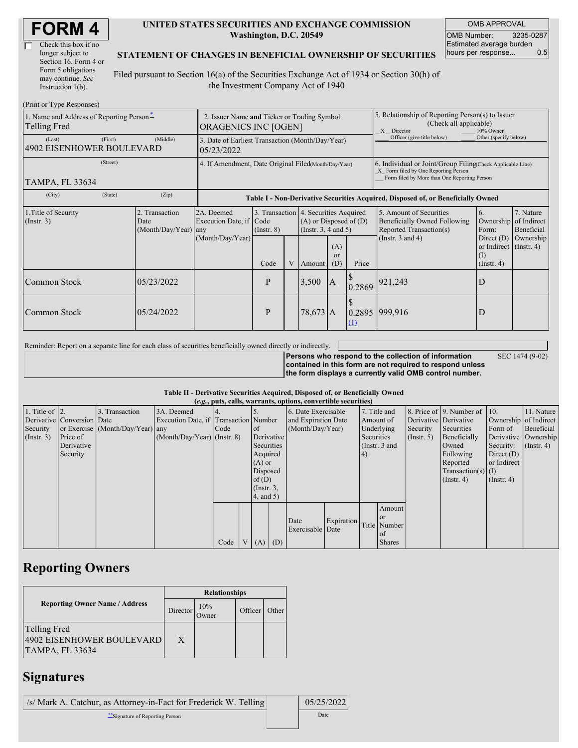# FORM 4

☐ Check this box if no longer subject to Section 16. Form 4 or Form 5 obligations may continue. *See* Instruction 1(b).

**UNITED STATES SECURITIES AND EXCHANGE COMMISSION**
**Washington, D.C. 20549**

**STATEMENT OF CHANGES IN BENEFICIAL OWNERSHIP OF SECURITIES**

Filed pursuant to Section 16(a) of the Securities Exchange Act of 1934 or Section 30(h) of the Investment Company Act of 1940

| OMB APPROVAL | |
|---|---|
| OMB Number: | 3235-0287 |
| Estimated average burden hours per response... | 0.5 |

(Print or Type Responses)

| 1. Name and Address of Reporting Person* | 2. Issuer Name **and** Ticker or Trading Symbol | 5. Relationship of Reporting Person(s) to Issuer (Check all applicable) |
|---|---|---|
| Telling Fred | ORAGENICS INC [OGEN] | _X_ Director ___ 10% Owner ___ Officer (give title below) ___ Other (specify below) |
| (Last) (First) (Middle) 4902 EISENHOWER BOULEVARD | 3. Date of Earliest Transaction (Month/Day/Year) 05/23/2022 | |
| (Street) TAMPA, FL 33634 | 4. If Amendment, Date Original Filed (Month/Day/Year) | 6. Individual or Joint/Group Filing (Check Applicable Line) _X_ Form filed by One Reporting Person ___ Form filed by More than One Reporting Person |
| (City) (State) (Zip) | | |

**Table I - Non-Derivative Securities Acquired, Disposed of, or Beneficially Owned**

| 1.Title of Security (Instr. 3) | 2. Transaction Date (Month/Day/Year) | 2A. Deemed Execution Date, if any (Month/Day/Year) | 3. Transaction Code (Instr. 8) | | 4. Securities Acquired (A) or Disposed of (D) (Instr. 3, 4 and 5) | | | 5. Amount of Securities Beneficially Owned Following Reported Transaction(s) (Instr. 3 and 4) | 6. Ownership Form: Direct (D) or Indirect (I) (Instr. 4) | 7. Nature of Indirect Beneficial Ownership (Instr. 4) |
|---|---|---|---|---|---|---|---|---|---|---|
| | | | Code | V | Amount | (A) or (D) | Price | | | |
| Common Stock | 05/23/2022 | | P | | 3,500 | A | $ 0.2869 | 921,243 | D | |
| Common Stock | 05/24/2022 | | P | | 78,673 | A | $ 0.2895 (1) | 999,916 | D | |

Reminder: Report on a separate line for each class of securities beneficially owned directly or indirectly.

**Persons who respond to the collection of information contained in this form are not required to respond unless the form displays a currently valid OMB control number.** SEC 1474 (9-02)

**Table II - Derivative Securities Acquired, Disposed of, or Beneficially Owned**
**(*e.g.*, puts, calls, warrants, options, convertible securities)**

| 1. Title of Derivative Security (Instr. 3) | 2. Conversion or Exercise Price of Derivative Security | 3. Transaction Date (Month/Day/Year) | 3A. Deemed Execution Date, if any (Month/Day/Year) | 4. Transaction Code (Instr. 8) | | 5. Number of Derivative Securities Acquired (A) or Disposed of (D) (Instr. 3, 4, and 5) | | 6. Date Exercisable and Expiration Date (Month/Day/Year) | | 7. Title and Amount of Underlying Securities (Instr. 3 and 4) | | 8. Price of Derivative Security (Instr. 5) | 9. Number of Derivative Securities Beneficially Owned Following Reported Transaction(s) (Instr. 4) | 10. Ownership Form of Derivative Security: Direct (D) or Indirect (I) (Instr. 4) | 11. Nature of Indirect Beneficial Ownership (Instr. 4) |
|---|---|---|---|---|---|---|---|---|---|---|---|---|---|---|---|
| | | | | Code | V | (A) | (D) | Date Exercisable | Expiration Date | Title | Amount or Number of Shares | | | | |

## Reporting Owners

| Reporting Owner Name / Address | Relationships | | | |
|---|---|---|---|---|
| | Director | 10% Owner | Officer | Other |
| Telling Fred 4902 EISENHOWER BOULEVARD TAMPA, FL 33634 | X | | | |

## Signatures

| /s/ Mark A. Catchur, as Attorney-in-Fact for Frederick W. Telling | 05/25/2022 |
|---|---|
| **Signature of Reporting Person | Date |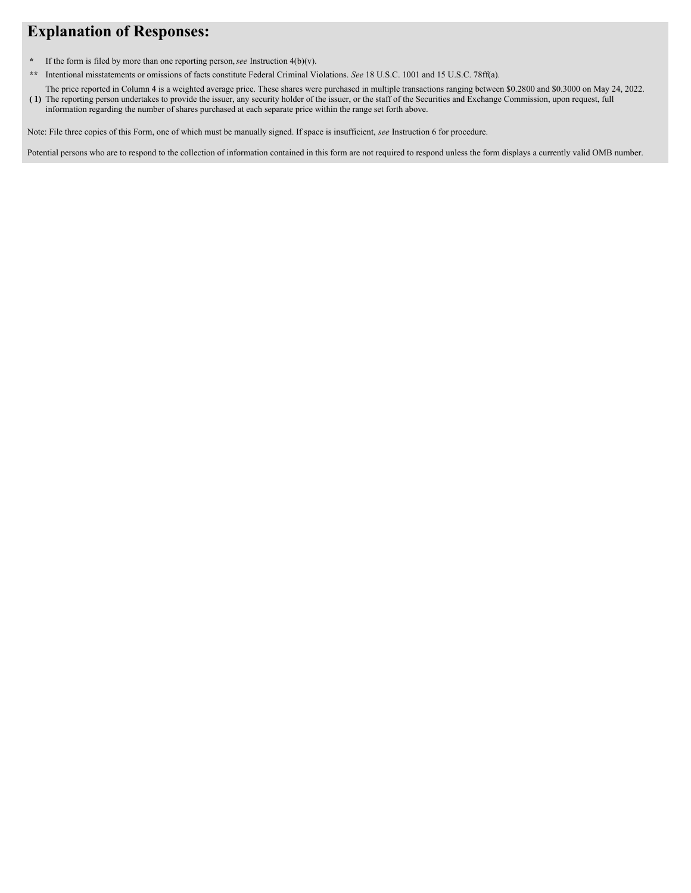# Explanation of Responses:

\* If the form is filed by more than one reporting person, *see* Instruction 4(b)(v).

\*\* Intentional misstatements or omissions of facts constitute Federal Criminal Violations. *See* 18 U.S.C. 1001 and 15 U.S.C. 78ff(a).

( 1) The price reported in Column 4 is a weighted average price. These shares were purchased in multiple transactions ranging between $0.2800 and $0.3000 on May 24, 2022. The reporting person undertakes to provide the issuer, any security holder of the issuer, or the staff of the Securities and Exchange Commission, upon request, full information regarding the number of shares purchased at each separate price within the range set forth above.

Note: File three copies of this Form, one of which must be manually signed. If space is insufficient, *see* Instruction 6 for procedure.

Potential persons who are to respond to the collection of information contained in this form are not required to respond unless the form displays a currently valid OMB number.